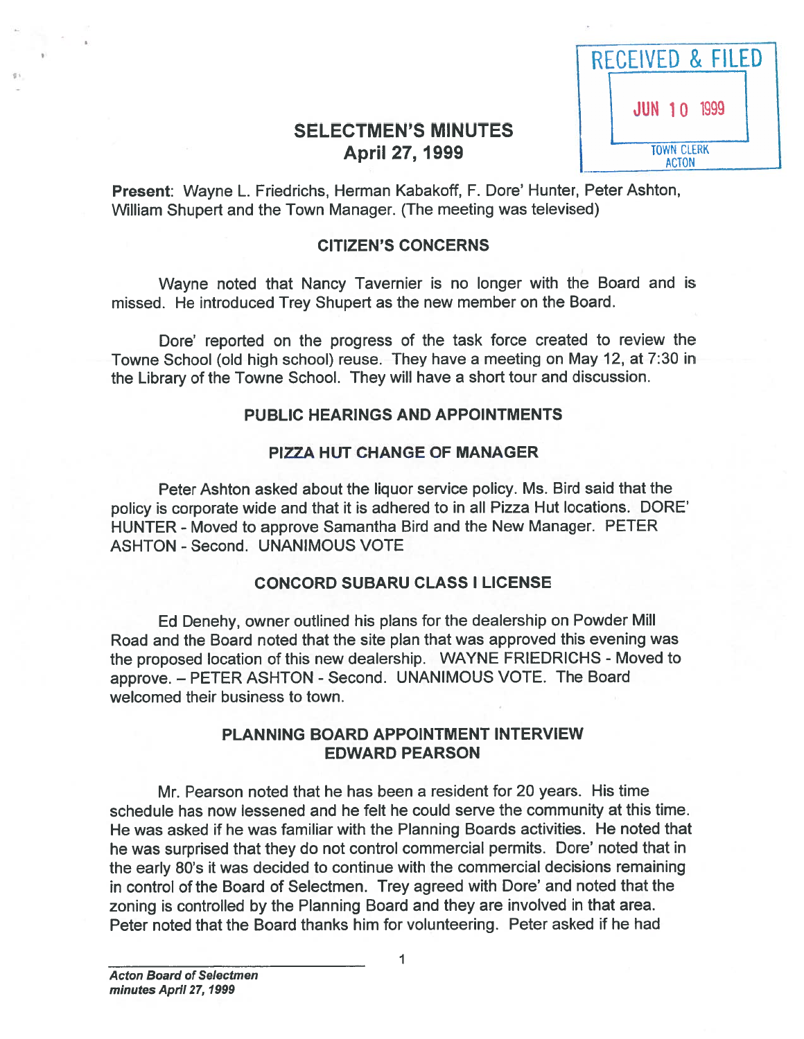RECEIVED & FILED
JUN 10 1999
TOWN CLERK
ACTON

# SELECTMEN'S MINUTES
## April 27, 1999

**Present**: Wayne L. Friedrichs, Herman Kabakoff, F. Dore' Hunter, Peter Ashton, William Shupert and the Town Manager. (The meeting was televised)

### CITIZEN'S CONCERNS

Wayne noted that Nancy Tavernier is no longer with the Board and is missed. He introduced Trey Shupert as the new member on the Board.

Dore' reported on the progress of the task force created to review the Towne School (old high school) reuse. They have a meeting on May 12, at 7:30 in the Library of the Towne School. They will have a short tour and discussion.

### PUBLIC HEARINGS AND APPOINTMENTS

### PIZZA HUT CHANGE OF MANAGER

Peter Ashton asked about the liquor service policy. Ms. Bird said that the policy is corporate wide and that it is adhered to in all Pizza Hut locations. DORE' HUNTER - Moved to approve Samantha Bird and the New Manager. PETER ASHTON - Second. UNANIMOUS VOTE

### CONCORD SUBARU CLASS I LICENSE

Ed Denehy, owner outlined his plans for the dealership on Powder Mill Road and the Board noted that the site plan that was approved this evening was the proposed location of this new dealership. WAYNE FRIEDRICHS - Moved to approve. – PETER ASHTON - Second. UNANIMOUS VOTE. The Board welcomed their business to town.

### PLANNING BOARD APPOINTMENT INTERVIEW EDWARD PEARSON

Mr. Pearson noted that he has been a resident for 20 years. His time schedule has now lessened and he felt he could serve the community at this time. He was asked if he was familiar with the Planning Boards activities. He noted that he was surprised that they do not control commercial permits. Dore' noted that in the early 80's it was decided to continue with the commercial decisions remaining in control of the Board of Selectmen. Trey agreed with Dore' and noted that the zoning is controlled by the Planning Board and they are involved in that area. Peter noted that the Board thanks him for volunteering. Peter asked if he had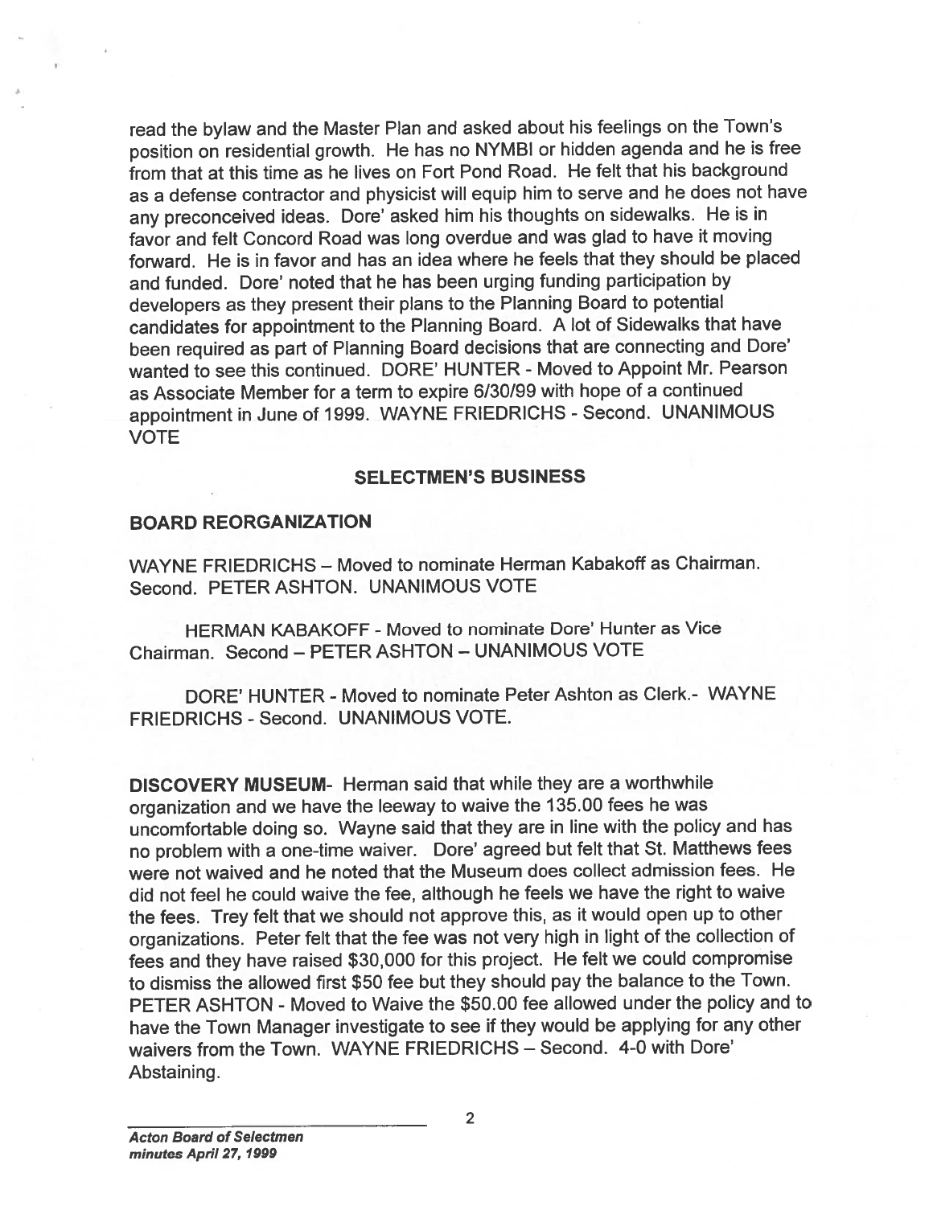read the bylaw and the Master Plan and asked about his feelings on the Town's position on residential growth. He has no NYMBI or hidden agenda and he is free from that at this time as he lives on Fort Pond Road. He felt that his background as a defense contractor and physicist will equip him to serve and he does not have any preconceived ideas. Dore' asked him his thoughts on sidewalks. He is in favor and felt Concord Road was long overdue and was glad to have it moving forward. He is in favor and has an idea where he feels that they should be placed and funded. Dore' noted that he has been urging funding participation by developers as they present their plans to the Planning Board to potential candidates for appointment to the Planning Board. A lot of Sidewalks that have been required as part of Planning Board decisions that are connecting and Dore' wanted to see this continued. DORE' HUNTER - Moved to Appoint Mr. Pearson as Associate Member for a term to expire 6/30/99 with hope of a continued appointment in June of 1999. WAYNE FRIEDRICHS - Second. UNANIMOUS VOTE

## SELECTMEN'S BUSINESS

### BOARD REORGANIZATION

WAYNE FRIEDRICHS – Moved to nominate Herman Kabakoff as Chairman. Second. PETER ASHTON. UNANIMOUS VOTE

HERMAN KABAKOFF - Moved to nominate Dore' Hunter as Vice Chairman. Second – PETER ASHTON – UNANIMOUS VOTE

DORE' HUNTER - Moved to nominate Peter Ashton as Clerk.- WAYNE FRIEDRICHS - Second. UNANIMOUS VOTE.

**DISCOVERY MUSEUM**- Herman said that while they are a worthwhile organization and we have the leeway to waive the 135.00 fees he was uncomfortable doing so. Wayne said that they are in line with the policy and has no problem with a one-time waiver. Dore' agreed but felt that St. Matthews fees were not waived and he noted that the Museum does collect admission fees. He did not feel he could waive the fee, although he feels we have the right to waive the fees. Trey felt that we should not approve this, as it would open up to other organizations. Peter felt that the fee was not very high in light of the collection of fees and they have raised $30,000 for this project. He felt we could compromise to dismiss the allowed first $50 fee but they should pay the balance to the Town. PETER ASHTON - Moved to Waive the $50.00 fee allowed under the policy and to have the Town Manager investigate to see if they would be applying for any other waivers from the Town. WAYNE FRIEDRICHS – Second. 4-0 with Dore' Abstaining.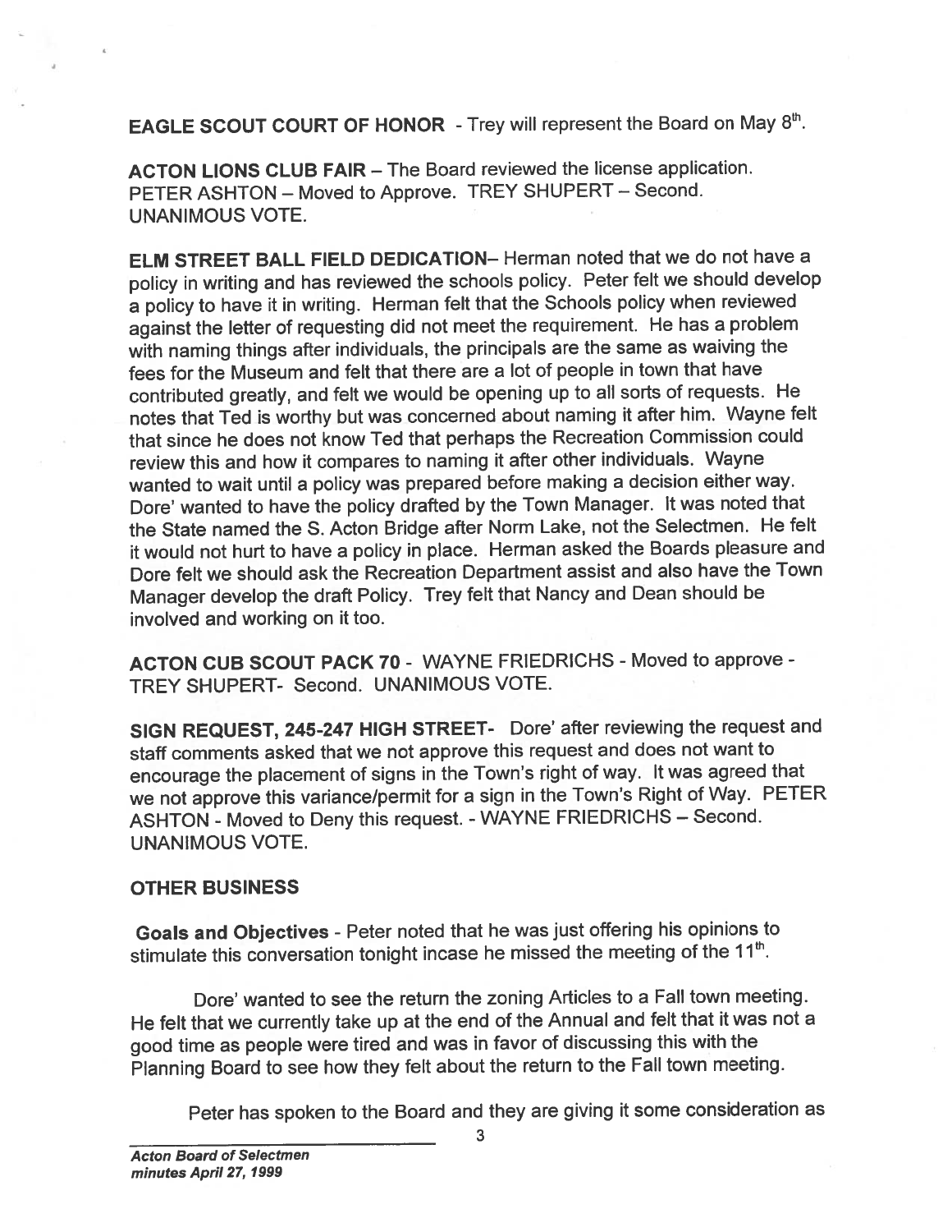**EAGLE SCOUT COURT OF HONOR** - Trey will represent the Board on May 8th.

**ACTON LIONS CLUB FAIR** – The Board reviewed the license application. PETER ASHTON – Moved to Approve. TREY SHUPERT – Second. UNANIMOUS VOTE.

**ELM STREET BALL FIELD DEDICATION**– Herman noted that we do not have a policy in writing and has reviewed the schools policy. Peter felt we should develop a policy to have it in writing. Herman felt that the Schools policy when reviewed against the letter of requesting did not meet the requirement. He has a problem with naming things after individuals, the principals are the same as waiving the fees for the Museum and felt that there are a lot of people in town that have contributed greatly, and felt we would be opening up to all sorts of requests. He notes that Ted is worthy but was concerned about naming it after him. Wayne felt that since he does not know Ted that perhaps the Recreation Commission could review this and how it compares to naming it after other individuals. Wayne wanted to wait until a policy was prepared before making a decision either way. Dore' wanted to have the policy drafted by the Town Manager. It was noted that the State named the S. Acton Bridge after Norm Lake, not the Selectmen. He felt it would not hurt to have a policy in place. Herman asked the Boards pleasure and Dore felt we should ask the Recreation Department assist and also have the Town Manager develop the draft Policy. Trey felt that Nancy and Dean should be involved and working on it too.

**ACTON CUB SCOUT PACK 70** - WAYNE FRIEDRICHS - Moved to approve - TREY SHUPERT- Second. UNANIMOUS VOTE.

**SIGN REQUEST, 245-247 HIGH STREET**- Dore' after reviewing the request and staff comments asked that we not approve this request and does not want to encourage the placement of signs in the Town's right of way. It was agreed that we not approve this variance/permit for a sign in the Town's Right of Way. PETER ASHTON - Moved to Deny this request. - WAYNE FRIEDRICHS – Second. UNANIMOUS VOTE.

**OTHER BUSINESS**

**Goals and Objectives** - Peter noted that he was just offering his opinions to stimulate this conversation tonight incase he missed the meeting of the 11th.

Dore' wanted to see the return the zoning Articles to a Fall town meeting. He felt that we currently take up at the end of the Annual and felt that it was not a good time as people were tired and was in favor of discussing this with the Planning Board to see how they felt about the return to the Fall town meeting.

Peter has spoken to the Board and they are giving it some consideration as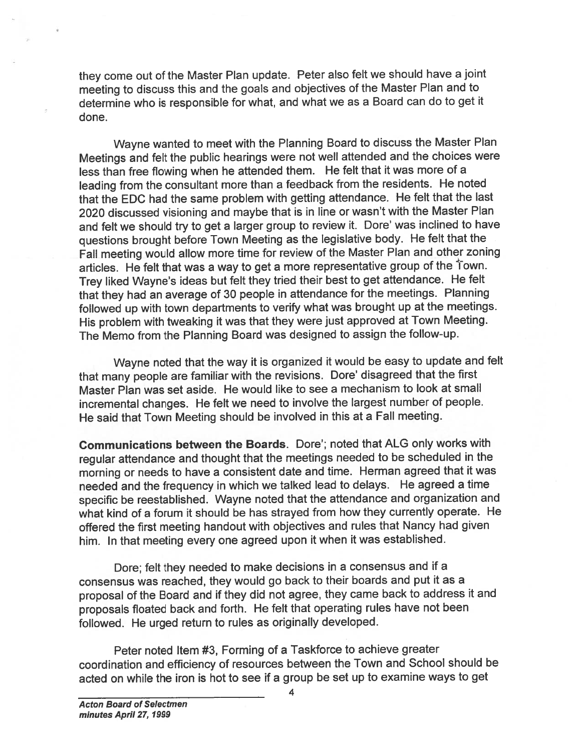they come out of the Master Plan update. Peter also felt we should have a joint meeting to discuss this and the goals and objectives of the Master Plan and to determine who is responsible for what, and what we as a Board can do to get it done.

Wayne wanted to meet with the Planning Board to discuss the Master Plan Meetings and felt the public hearings were not well attended and the choices were less than free flowing when he attended them. He felt that it was more of a leading from the consultant more than a feedback from the residents. He noted that the EDC had the same problem with getting attendance. He felt that the last 2020 discussed visioning and maybe that is in line or wasn't with the Master Plan and felt we should try to get a larger group to review it. Dore' was inclined to have questions brought before Town Meeting as the legislative body. He felt that the Fall meeting would allow more time for review of the Master Plan and other zoning articles. He felt that was a way to get a more representative group of the Town. Trey liked Wayne's ideas but felt they tried their best to get attendance. He felt that they had an average of 30 people in attendance for the meetings. Planning followed up with town departments to verify what was brought up at the meetings. His problem with tweaking it was that they were just approved at Town Meeting. The Memo from the Planning Board was designed to assign the follow-up.

Wayne noted that the way it is organized it would be easy to update and felt that many people are familiar with the revisions. Dore' disagreed that the first Master Plan was set aside. He would like to see a mechanism to look at small incremental changes. He felt we need to involve the largest number of people. He said that Town Meeting should be involved in this at a Fall meeting.

**Communications between the Boards**. Dore'; noted that ALG only works with regular attendance and thought that the meetings needed to be scheduled in the morning or needs to have a consistent date and time. Herman agreed that it was needed and the frequency in which we talked lead to delays. He agreed a time specific be reestablished. Wayne noted that the attendance and organization and what kind of a forum it should be has strayed from how they currently operate. He offered the first meeting handout with objectives and rules that Nancy had given him. In that meeting every one agreed upon it when it was established.

Dore; felt they needed to make decisions in a consensus and if a consensus was reached, they would go back to their boards and put it as a proposal of the Board and if they did not agree, they came back to address it and proposals floated back and forth. He felt that operating rules have not been followed. He urged return to rules as originally developed.

Peter noted Item #3, Forming of a Taskforce to achieve greater coordination and efficiency of resources between the Town and School should be acted on while the iron is hot to see if a group be set up to examine ways to get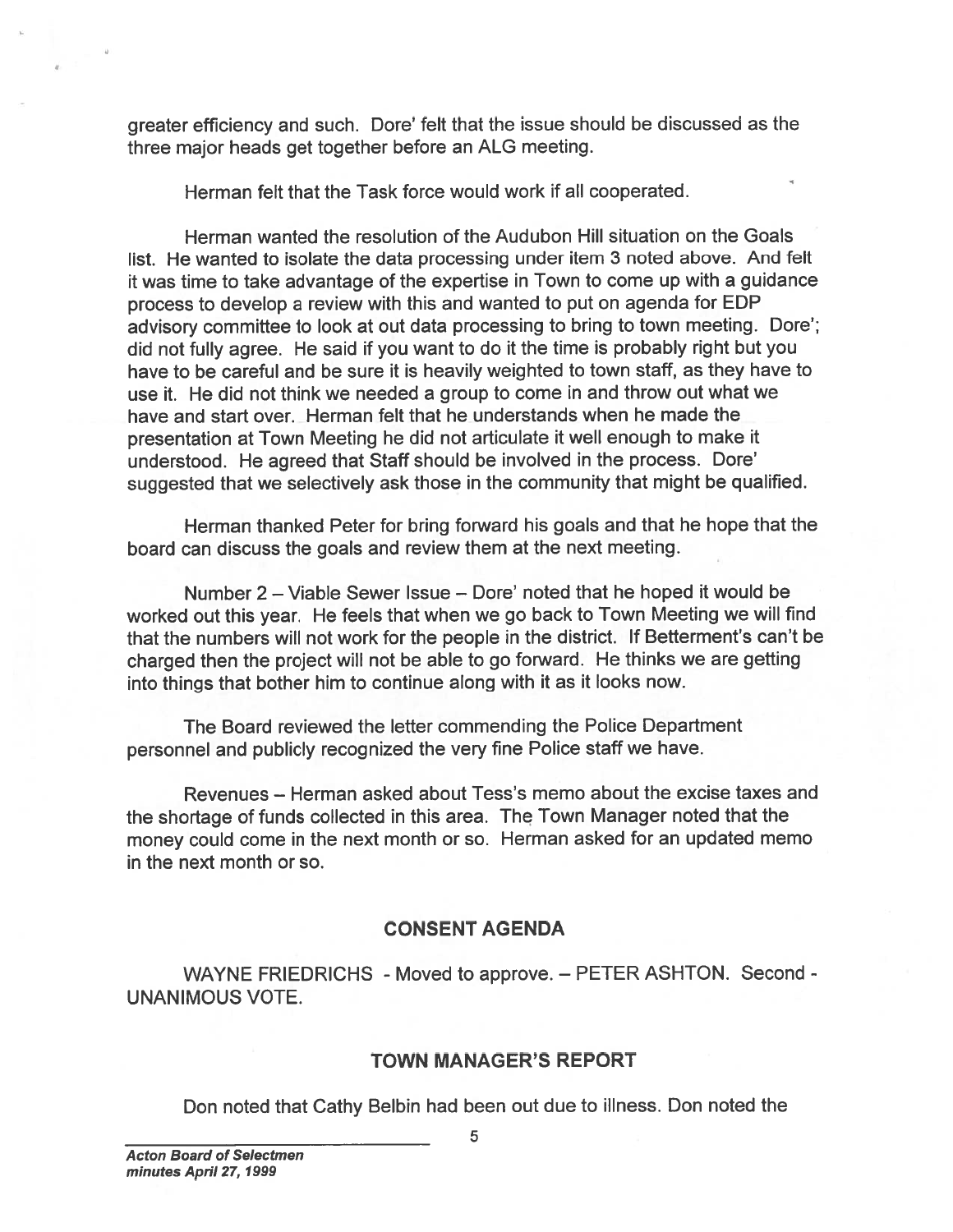greater efficiency and such. Dore' felt that the issue should be discussed as the three major heads get together before an ALG meeting.

Herman felt that the Task force would work if all cooperated.

Herman wanted the resolution of the Audubon Hill situation on the Goals list. He wanted to isolate the data processing under item 3 noted above. And felt it was time to take advantage of the expertise in Town to come up with a guidance process to develop a review with this and wanted to put on agenda for EDP advisory committee to look at out data processing to bring to town meeting. Dore'; did not fully agree. He said if you want to do it the time is probably right but you have to be careful and be sure it is heavily weighted to town staff, as they have to use it. He did not think we needed a group to come in and throw out what we have and start over. Herman felt that he understands when he made the presentation at Town Meeting he did not articulate it well enough to make it understood. He agreed that Staff should be involved in the process. Dore' suggested that we selectively ask those in the community that might be qualified.

Herman thanked Peter for bring forward his goals and that he hope that the board can discuss the goals and review them at the next meeting.

Number 2 – Viable Sewer Issue – Dore' noted that he hoped it would be worked out this year. He feels that when we go back to Town Meeting we will find that the numbers will not work for the people in the district. If Betterment's can't be charged then the project will not be able to go forward. He thinks we are getting into things that bother him to continue along with it as it looks now.

The Board reviewed the letter commending the Police Department personnel and publicly recognized the very fine Police staff we have.

Revenues – Herman asked about Tess's memo about the excise taxes and the shortage of funds collected in this area. The Town Manager noted that the money could come in the next month or so. Herman asked for an updated memo in the next month or so.

## CONSENT AGENDA

WAYNE FRIEDRICHS - Moved to approve. – PETER ASHTON. Second - UNANIMOUS VOTE.

## TOWN MANAGER'S REPORT

Don noted that Cathy Belbin had been out due to illness. Don noted the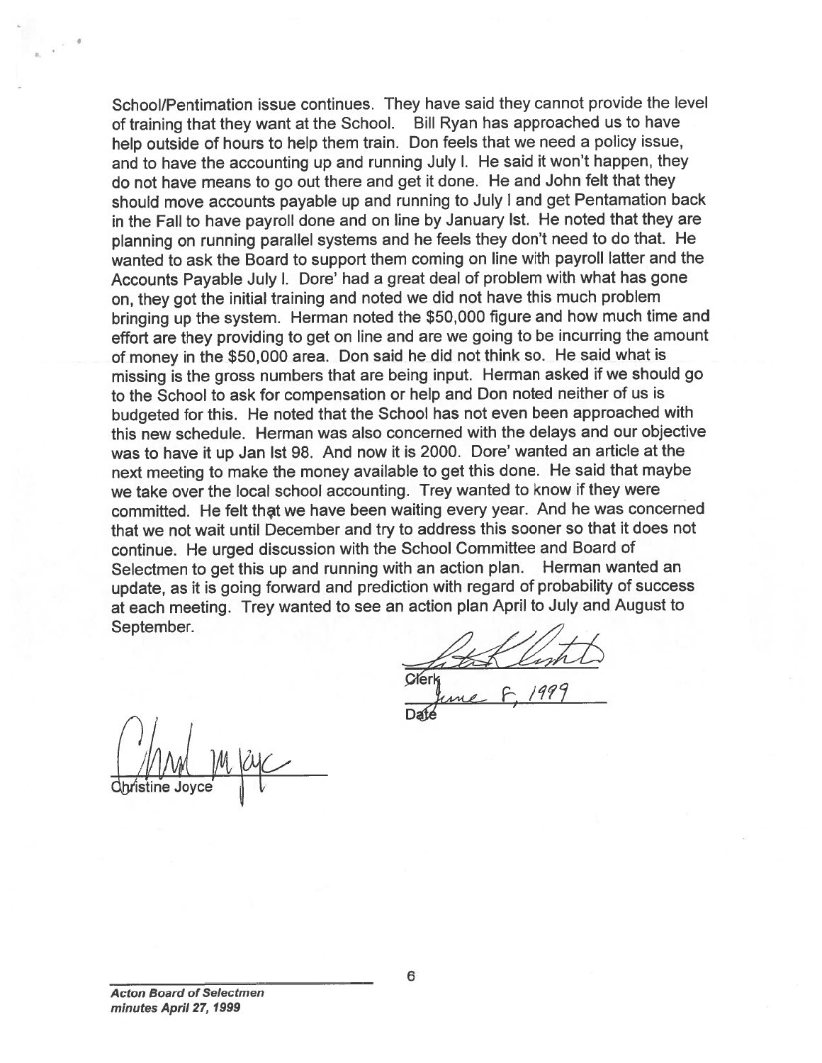School/Pentimation issue continues. They have said they cannot provide the level of training that they want at the School. Bill Ryan has approached us to have help outside of hours to help them train. Don feels that we need a policy issue, and to have the accounting up and running July I. He said it won't happen, they do not have means to go out there and get it done. He and John felt that they should move accounts payable up and running to July I and get Pentamation back in the Fall to have payroll done and on line by January Ist. He noted that they are planning on running parallel systems and he feels they don't need to do that. He wanted to ask the Board to support them coming on line with payroll latter and the Accounts Payable July I. Dore' had a great deal of problem with what has gone on, they got the initial training and noted we did not have this much problem bringing up the system. Herman noted the $50,000 figure and how much time and effort are they providing to get on line and are we going to be incurring the amount of money in the $50,000 area. Don said he did not think so. He said what is missing is the gross numbers that are being input. Herman asked if we should go to the School to ask for compensation or help and Don noted neither of us is budgeted for this. He noted that the School has not even been approached with this new schedule. Herman was also concerned with the delays and our objective was to have it up Jan Ist 98. And now it is 2000. Dore' wanted an article at the next meeting to make the money available to get this done. He said that maybe we take over the local school accounting. Trey wanted to know if they were committed. He felt that we have been waiting every year. And he was concerned that we not wait until December and try to address this sooner so that it does not continue. He urged discussion with the School Committee and Board of Selectmen to get this up and running with an action plan. Herman wanted an update, as it is going forward and prediction with regard of probability of success at each meeting. Trey wanted to see an action plan April to July and August to September.

Clerk

June 8, 1999
Date

Christine Joyce

*Acton Board of Selectmen*
*minutes April 27, 1999*